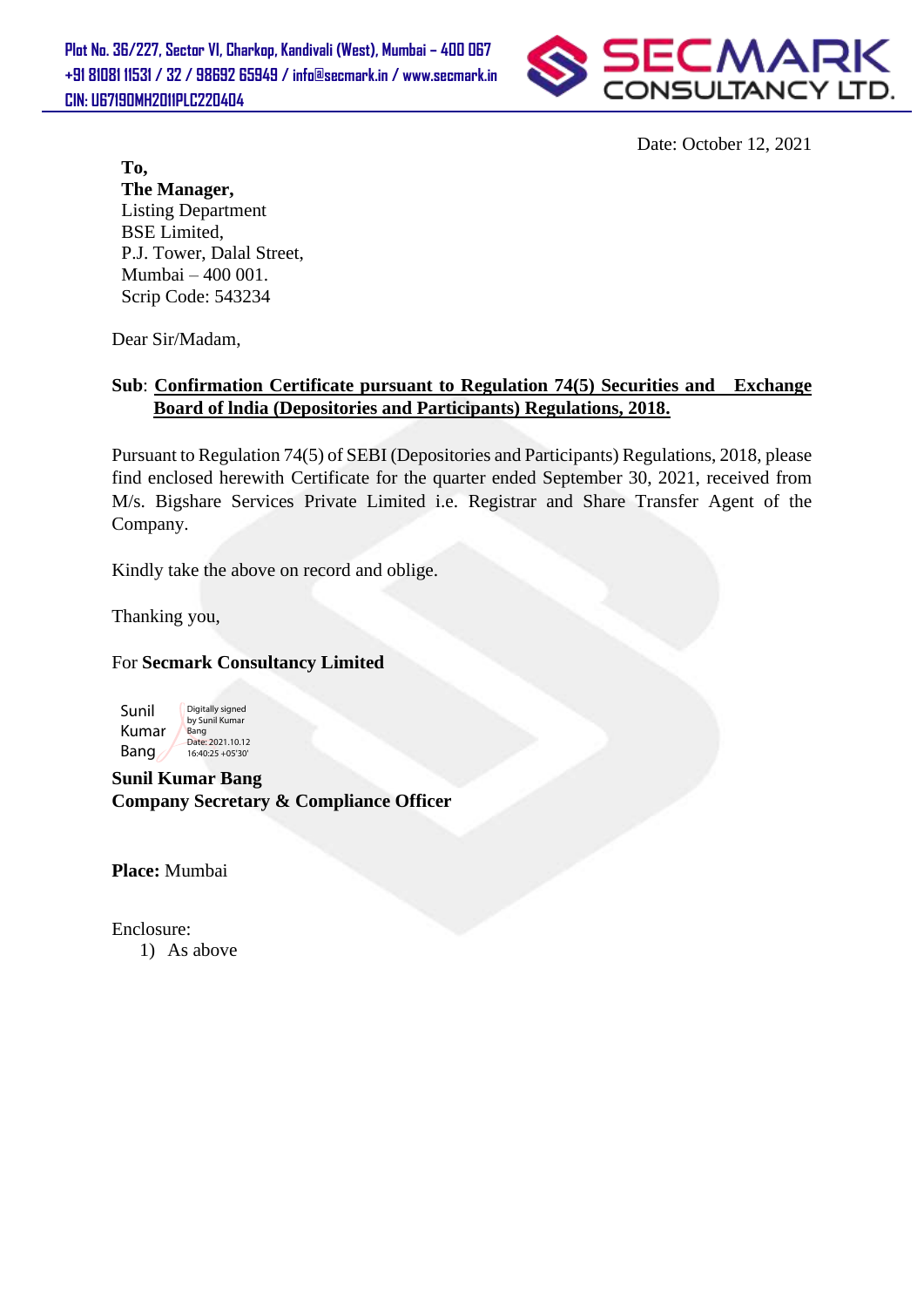Plot No. 36/227, Sector VI, Charkop, Kandivali (West), Mumbai – 400 067
+91 81081 11531 / 32 / 98692 65949 / info@secmark.in / www.secmark.in
CIN: U67190MH2011PLC220404

**SECMARK CONSULTANCY LTD.**

Date: October 12, 2021

**To,**
**The Manager,**
Listing Department
BSE Limited,
P.J. Tower, Dalal Street,
Mumbai – 400 001.
Scrip Code: 543234

Dear Sir/Madam,

**Sub**: **Confirmation Certificate pursuant to Regulation 74(5) Securities and Exchange Board of India (Depositories and Participants) Regulations, 2018.**

Pursuant to Regulation 74(5) of SEBI (Depositories and Participants) Regulations, 2018, please find enclosed herewith Certificate for the quarter ended September 30, 2021, received from M/s. Bigshare Services Private Limited i.e. Registrar and Share Transfer Agent of the Company.

Kindly take the above on record and oblige.

Thanking you,

For **Secmark Consultancy Limited**

Sunil Kumar Bang
Digitally signed by Sunil Kumar Bang
Date: 2021.10.12 16:40:25 +05'30'

**Sunil Kumar Bang**
**Company Secretary & Compliance Officer**

**Place:** Mumbai

Enclosure:
1) As above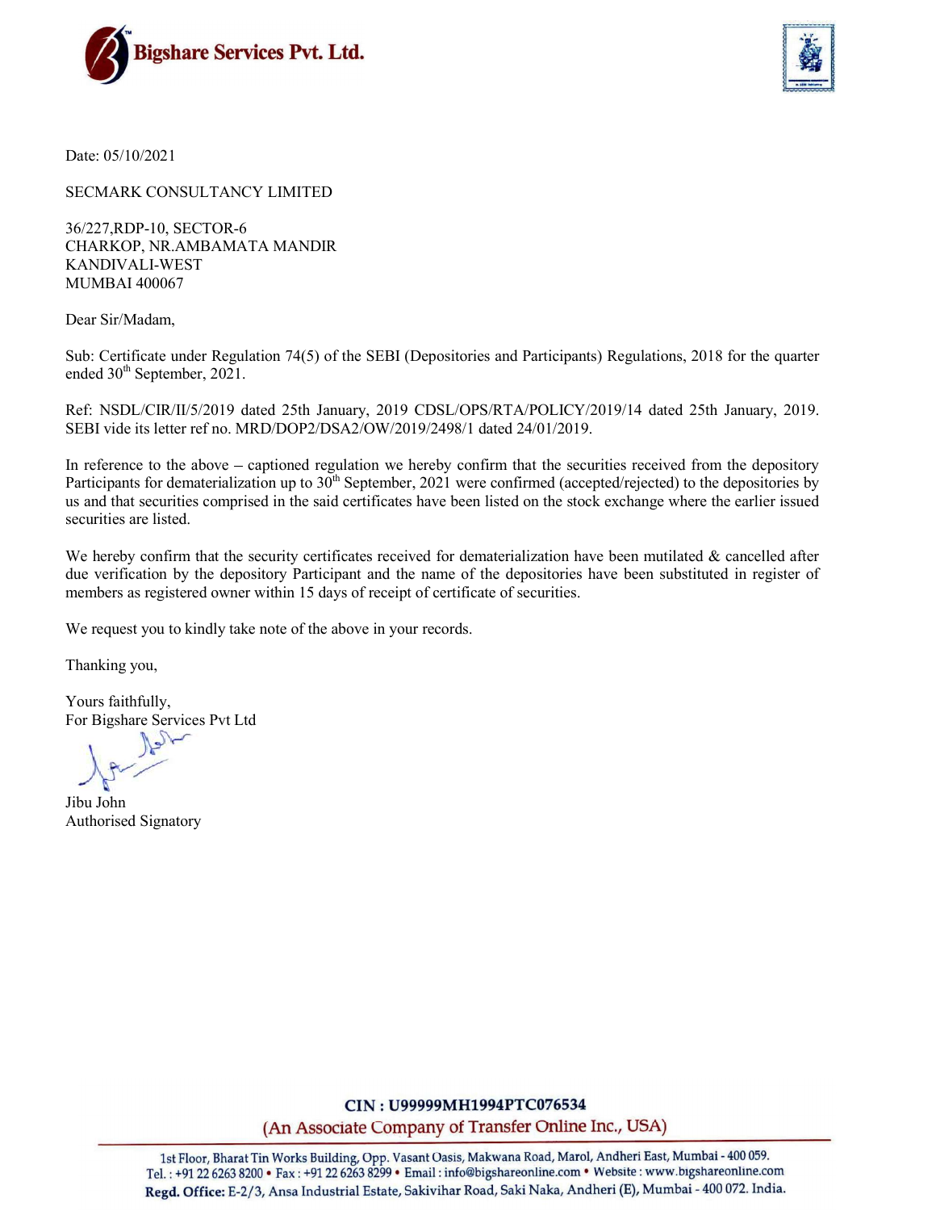**Bigshare Services Pvt. Ltd.**

Date: 05/10/2021

SECMARK CONSULTANCY LIMITED

36/227,RDP-10, SECTOR-6
CHARKOP, NR.AMBAMATA MANDIR
KANDIVALI-WEST
MUMBAI 400067

Dear Sir/Madam,

Sub: Certificate under Regulation 74(5) of the SEBI (Depositories and Participants) Regulations, 2018 for the quarter ended 30th September, 2021.

Ref: NSDL/CIR/II/5/2019 dated 25th January, 2019 CDSL/OPS/RTA/POLICY/2019/14 dated 25th January, 2019. SEBI vide its letter ref no. MRD/DOP2/DSA2/OW/2019/2498/1 dated 24/01/2019.

In reference to the above – captioned regulation we hereby confirm that the securities received from the depository Participants for dematerialization up to 30th September, 2021 were confirmed (accepted/rejected) to the depositories by us and that securities comprised in the said certificates have been listed on the stock exchange where the earlier issued securities are listed.

We hereby confirm that the security certificates received for dematerialization have been mutilated & cancelled after due verification by the depository Participant and the name of the depositories have been substituted in register of members as registered owner within 15 days of receipt of certificate of securities.

We request you to kindly take note of the above in your records.

Thanking you,

Yours faithfully,
For Bigshare Services Pvt Ltd

Jibu John
Authorised Signatory

CIN : U99999MH1994PTC076534
(An Associate Company of Transfer Online Inc., USA)

1st Floor, Bharat Tin Works Building, Opp. Vasant Oasis, Makwana Road, Marol, Andheri East, Mumbai - 400 059.
Tel. : +91 22 6263 8200 • Fax : +91 22 6263 8299 • Email : info@bigshareonline.com • Website : www.bigshareonline.com
**Regd. Office:** E-2/3, Ansa Industrial Estate, Sakivihar Road, Saki Naka, Andheri (E), Mumbai - 400 072. India.